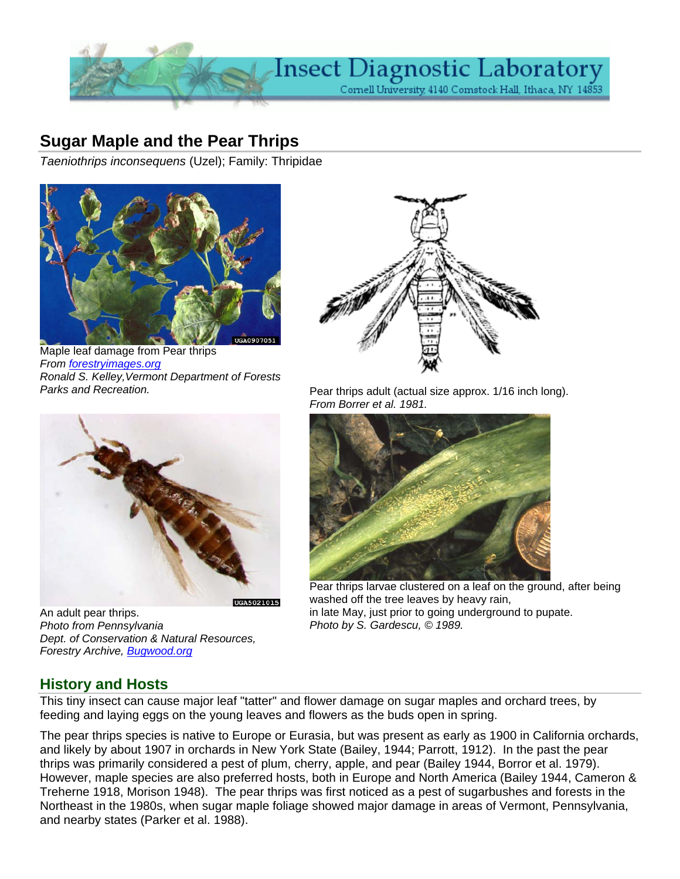# Sugar Maple and the Pear Thrips

*Taeniothrips inconsequens* (Uzel); Family: Thripidae

Maple leaf damage from Pear thrips
*From [forestryimages.org](forestryimages.org)*
*Ronald S. Kelley, Vermont Department of Forests Parks and Recreation.*

Pear thrips adult (actual size approx. 1/16 inch long).
*From Borrer et al. 1981.*

An adult pear thrips.
*Photo from Pennsylvania Dept. of Conservation & Natural Resources, Forestry Archive, [Bugwood.org](Bugwood.org)*

Pear thrips larvae clustered on a leaf on the ground, after being washed off the tree leaves by heavy rain, in late May, just prior to going underground to pupate.
*Photo by S. Gardescu, © 1989.*

## History and Hosts

This tiny insect can cause major leaf "tatter" and flower damage on sugar maples and orchard trees, by feeding and laying eggs on the young leaves and flowers as the buds open in spring.

The pear thrips species is native to Europe or Eurasia, but was present as early as 1900 in California orchards, and likely by about 1907 in orchards in New York State (Bailey, 1944; Parrott, 1912). In the past the pear thrips was primarily considered a pest of plum, cherry, apple, and pear (Bailey 1944, Borror et al. 1979). However, maple species are also preferred hosts, both in Europe and North America (Bailey 1944, Cameron & Treherne 1918, Morison 1948). The pear thrips was first noticed as a pest of sugarbushes and forests in the Northeast in the 1980s, when sugar maple foliage showed major damage in areas of Vermont, Pennsylvania, and nearby states (Parker et al. 1988).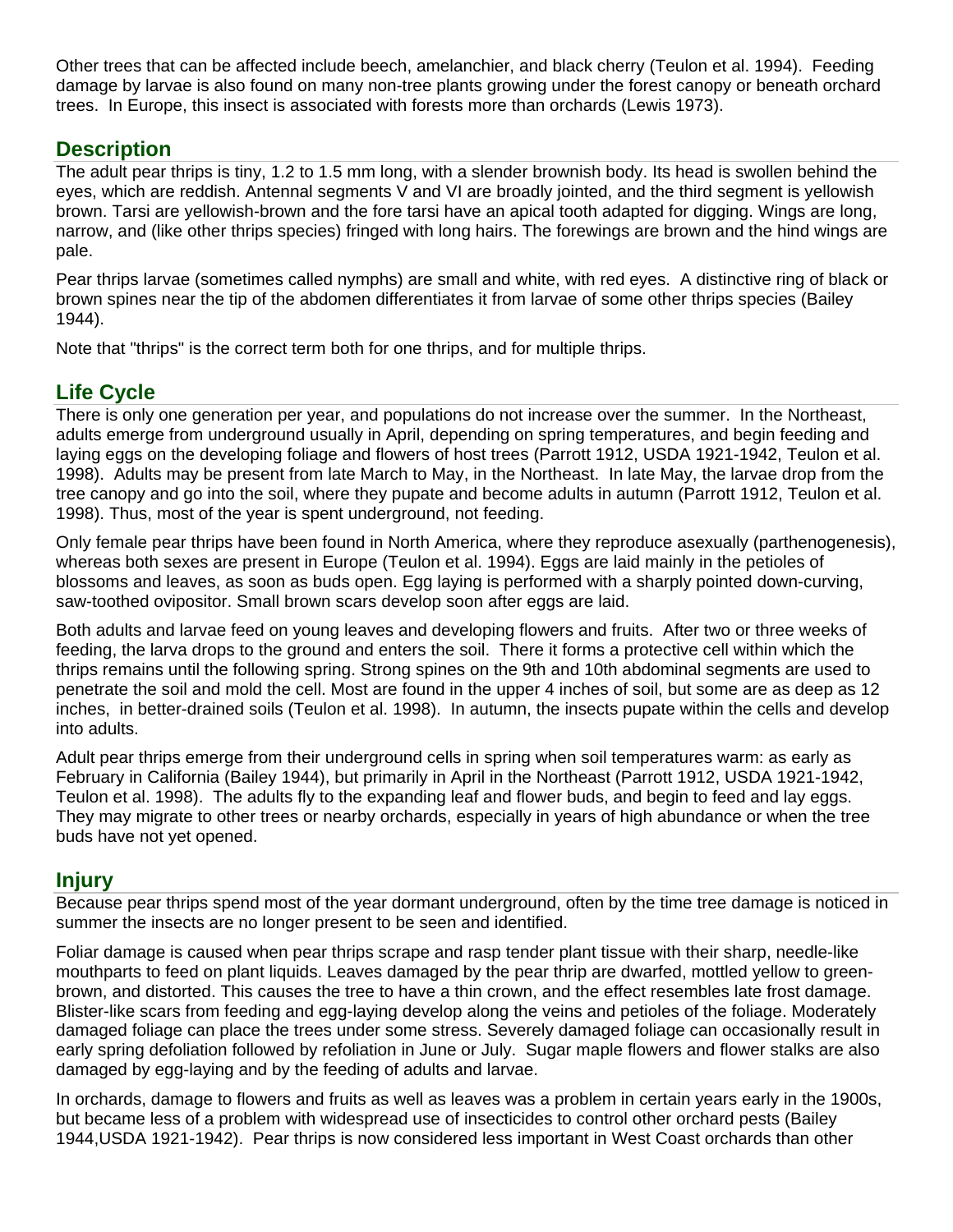Other trees that can be affected include beech, amelanchier, and black cherry (Teulon et al. 1994). Feeding damage by larvae is also found on many non-tree plants growing under the forest canopy or beneath orchard trees. In Europe, this insect is associated with forests more than orchards (Lewis 1973).

## Description

The adult pear thrips is tiny, 1.2 to 1.5 mm long, with a slender brownish body. Its head is swollen behind the eyes, which are reddish. Antennal segments V and VI are broadly jointed, and the third segment is yellowish brown. Tarsi are yellowish-brown and the fore tarsi have an apical tooth adapted for digging. Wings are long, narrow, and (like other thrips species) fringed with long hairs. The forewings are brown and the hind wings are pale.

Pear thrips larvae (sometimes called nymphs) are small and white, with red eyes. A distinctive ring of black or brown spines near the tip of the abdomen differentiates it from larvae of some other thrips species (Bailey 1944).

Note that "thrips" is the correct term both for one thrips, and for multiple thrips.

## Life Cycle

There is only one generation per year, and populations do not increase over the summer. In the Northeast, adults emerge from underground usually in April, depending on spring temperatures, and begin feeding and laying eggs on the developing foliage and flowers of host trees (Parrott 1912, USDA 1921-1942, Teulon et al. 1998). Adults may be present from late March to May, in the Northeast. In late May, the larvae drop from the tree canopy and go into the soil, where they pupate and become adults in autumn (Parrott 1912, Teulon et al. 1998). Thus, most of the year is spent underground, not feeding.

Only female pear thrips have been found in North America, where they reproduce asexually (parthenogenesis), whereas both sexes are present in Europe (Teulon et al. 1994). Eggs are laid mainly in the petioles of blossoms and leaves, as soon as buds open. Egg laying is performed with a sharply pointed down-curving, saw-toothed ovipositor. Small brown scars develop soon after eggs are laid.

Both adults and larvae feed on young leaves and developing flowers and fruits. After two or three weeks of feeding, the larva drops to the ground and enters the soil. There it forms a protective cell within which the thrips remains until the following spring. Strong spines on the 9th and 10th abdominal segments are used to penetrate the soil and mold the cell. Most are found in the upper 4 inches of soil, but some are as deep as 12 inches, in better-drained soils (Teulon et al. 1998). In autumn, the insects pupate within the cells and develop into adults.

Adult pear thrips emerge from their underground cells in spring when soil temperatures warm: as early as February in California (Bailey 1944), but primarily in April in the Northeast (Parrott 1912, USDA 1921-1942, Teulon et al. 1998). The adults fly to the expanding leaf and flower buds, and begin to feed and lay eggs. They may migrate to other trees or nearby orchards, especially in years of high abundance or when the tree buds have not yet opened.

## Injury

Because pear thrips spend most of the year dormant underground, often by the time tree damage is noticed in summer the insects are no longer present to be seen and identified.

Foliar damage is caused when pear thrips scrape and rasp tender plant tissue with their sharp, needle-like mouthparts to feed on plant liquids. Leaves damaged by the pear thrip are dwarfed, mottled yellow to green-brown, and distorted. This causes the tree to have a thin crown, and the effect resembles late frost damage. Blister-like scars from feeding and egg-laying develop along the veins and petioles of the foliage. Moderately damaged foliage can place the trees under some stress. Severely damaged foliage can occasionally result in early spring defoliation followed by refoliation in June or July. Sugar maple flowers and flower stalks are also damaged by egg-laying and by the feeding of adults and larvae.

In orchards, damage to flowers and fruits as well as leaves was a problem in certain years early in the 1900s, but became less of a problem with widespread use of insecticides to control other orchard pests (Bailey 1944,USDA 1921-1942). Pear thrips is now considered less important in West Coast orchards than other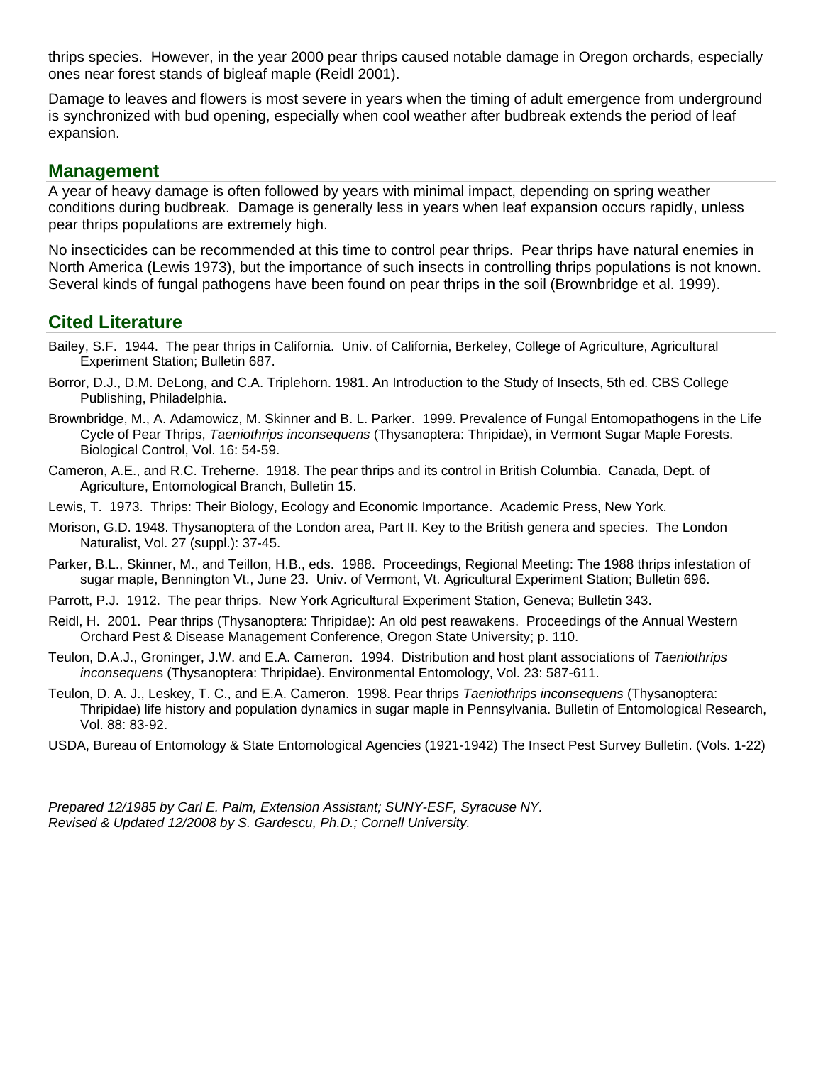thrips species. However, in the year 2000 pear thrips caused notable damage in Oregon orchards, especially ones near forest stands of bigleaf maple (Reidl 2001).

Damage to leaves and flowers is most severe in years when the timing of adult emergence from underground is synchronized with bud opening, especially when cool weather after budbreak extends the period of leaf expansion.

## Management

A year of heavy damage is often followed by years with minimal impact, depending on spring weather conditions during budbreak. Damage is generally less in years when leaf expansion occurs rapidly, unless pear thrips populations are extremely high.

No insecticides can be recommended at this time to control pear thrips. Pear thrips have natural enemies in North America (Lewis 1973), but the importance of such insects in controlling thrips populations is not known. Several kinds of fungal pathogens have been found on pear thrips in the soil (Brownbridge et al. 1999).

## Cited Literature

Bailey, S.F. 1944. The pear thrips in California. Univ. of California, Berkeley, College of Agriculture, Agricultural Experiment Station; Bulletin 687.

Borror, D.J., D.M. DeLong, and C.A. Triplehorn. 1981. An Introduction to the Study of Insects, 5th ed. CBS College Publishing, Philadelphia.

Brownbridge, M., A. Adamowicz, M. Skinner and B. L. Parker. 1999. Prevalence of Fungal Entomopathogens in the Life Cycle of Pear Thrips, *Taeniothrips inconsequens* (Thysanoptera: Thripidae), in Vermont Sugar Maple Forests. Biological Control, Vol. 16: 54-59.

Cameron, A.E., and R.C. Treherne. 1918. The pear thrips and its control in British Columbia. Canada, Dept. of Agriculture, Entomological Branch, Bulletin 15.

Lewis, T. 1973. Thrips: Their Biology, Ecology and Economic Importance. Academic Press, New York.

Morison, G.D. 1948. Thysanoptera of the London area, Part II. Key to the British genera and species. The London Naturalist, Vol. 27 (suppl.): 37-45.

Parker, B.L., Skinner, M., and Teillon, H.B., eds. 1988. Proceedings, Regional Meeting: The 1988 thrips infestation of sugar maple, Bennington Vt., June 23. Univ. of Vermont, Vt. Agricultural Experiment Station; Bulletin 696.

Parrott, P.J. 1912. The pear thrips. New York Agricultural Experiment Station, Geneva; Bulletin 343.

Reidl, H. 2001. Pear thrips (Thysanoptera: Thripidae): An old pest reawakens. Proceedings of the Annual Western Orchard Pest & Disease Management Conference, Oregon State University; p. 110.

Teulon, D.A.J., Groninger, J.W. and E.A. Cameron. 1994. Distribution and host plant associations of *Taeniothrips inconsequens* (Thysanoptera: Thripidae). Environmental Entomology, Vol. 23: 587-611.

Teulon, D. A. J., Leskey, T. C., and E.A. Cameron. 1998. Pear thrips *Taeniothrips inconsequens* (Thysanoptera: Thripidae) life history and population dynamics in sugar maple in Pennsylvania. Bulletin of Entomological Research, Vol. 88: 83-92.

USDA, Bureau of Entomology & State Entomological Agencies (1921-1942) The Insect Pest Survey Bulletin. (Vols. 1-22)

*Prepared 12/1985 by Carl E. Palm, Extension Assistant; SUNY-ESF, Syracuse NY.*
*Revised & Updated 12/2008 by S. Gardescu, Ph.D.; Cornell University.*